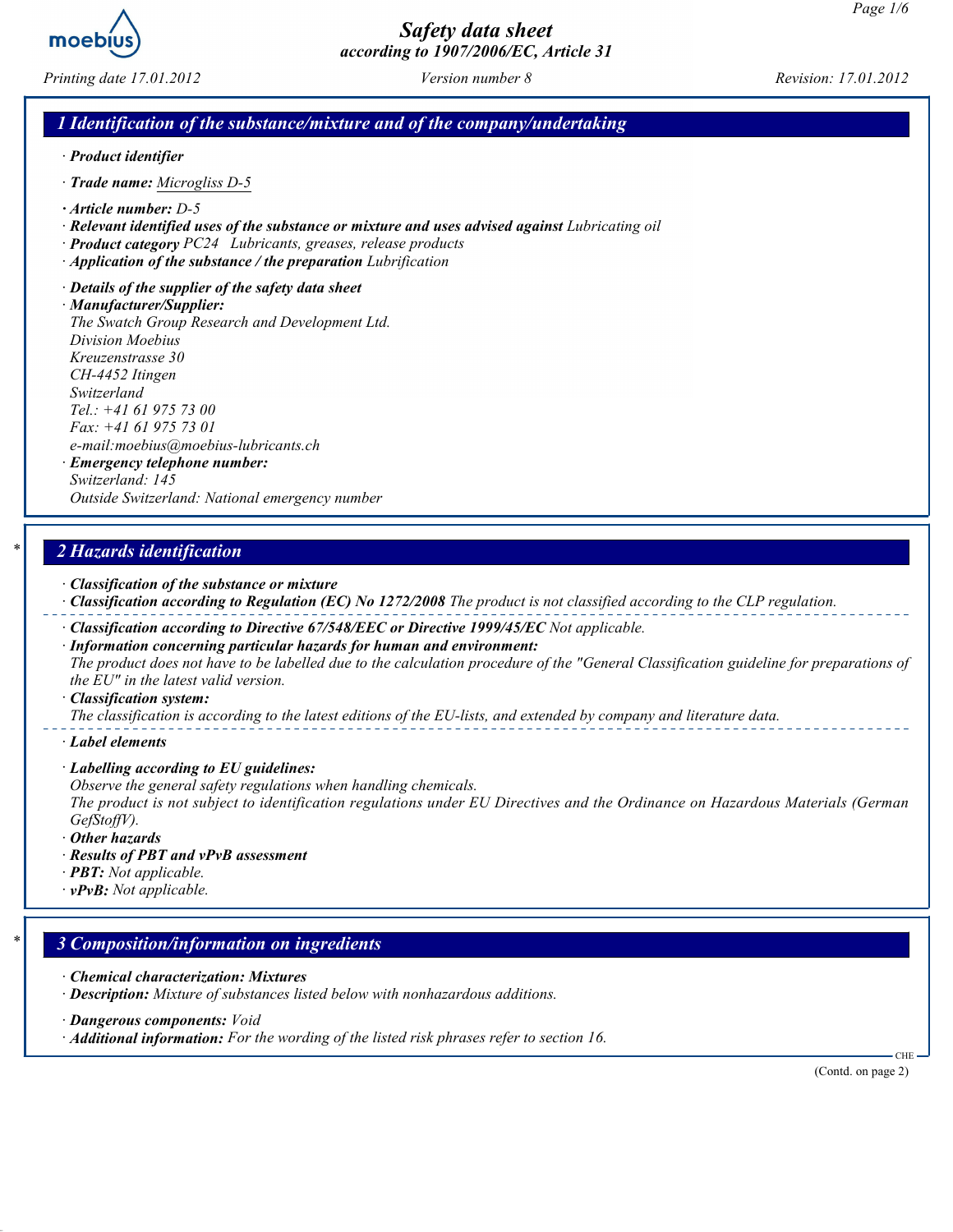# Safety data sheet

*according to 1907/2006/EC, Article 31*

Printing date 17.01.2012 Version number 8 Revision: 17.01.2012

## 1 Identification of the substance/mixture and of the company/undertaking

- · **Product identifier**
- · **Trade name:** Microgliss D-5
- · **Article number:** D-5
- · **Relevant identified uses of the substance or mixture and uses advised against** Lubricating oil
- · **Product category** PC24 Lubricants, greases, release products
- · **Application of the substance / the preparation** Lubrication
- · **Details of the supplier of the safety data sheet**
- · **Manufacturer/Supplier:**
  The Swatch Group Research and Development Ltd.
  Division Moebius
  Kreuzenstrasse 30
  CH-4452 Itingen
  Switzerland
  Tel.: +41 61 975 73 00
  Fax: +41 61 975 73 01
  e-mail:moebius@moebius-lubricants.ch
- · **Emergency telephone number:**
  Switzerland: 145
  Outside Switzerland: National emergency number

## * 2 Hazards identification

- · **Classification of the substance or mixture**
- · **Classification according to Regulation (EC) No 1272/2008** The product is not classified according to the CLP regulation.
- · **Classification according to Directive 67/548/EEC or Directive 1999/45/EC** Not applicable.
- · **Information concerning particular hazards for human and environment:**
  The product does not have to be labelled due to the calculation procedure of the "General Classification guideline for preparations of the EU" in the latest valid version.
- · **Classification system:**
  The classification is according to the latest editions of the EU-lists, and extended by company and literature data.
- · **Label elements**
- · **Labelling according to EU guidelines:**
  Observe the general safety regulations when handling chemicals.
  The product is not subject to identification regulations under EU Directives and the Ordinance on Hazardous Materials (German GefStoffV).
- · **Other hazards**
- · **Results of PBT and vPvB assessment**
- · **PBT:** Not applicable.
- · **vPvB:** Not applicable.

## * 3 Composition/information on ingredients

- · **Chemical characterization: Mixtures**
- · **Description:** Mixture of substances listed below with nonhazardous additions.
- · **Dangerous components:** Void
- · **Additional information:** For the wording of the listed risk phrases refer to section 16.

CHE

(Contd. on page 2)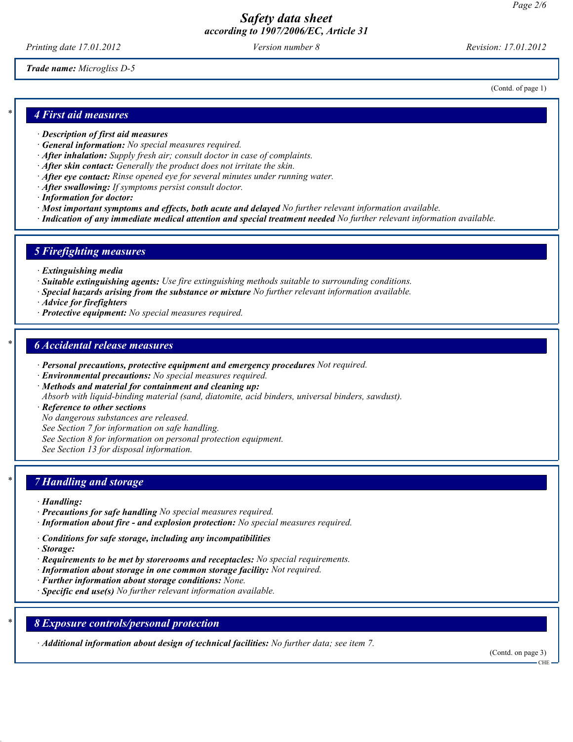**Trade name:** *Microgliss D-5*

(Contd. of page 1)

## 4 First aid measures

· ***Description of first aid measures***
· ***General information:*** *No special measures required.*
· ***After inhalation:*** *Supply fresh air; consult doctor in case of complaints.*
· ***After skin contact:*** *Generally the product does not irritate the skin.*
· ***After eye contact:*** *Rinse opened eye for several minutes under running water.*
· ***After swallowing:*** *If symptoms persist consult doctor.*
· ***Information for doctor:***
· ***Most important symptoms and effects, both acute and delayed*** *No further relevant information available.*
· ***Indication of any immediate medical attention and special treatment needed*** *No further relevant information available.*

## 5 Firefighting measures

· ***Extinguishing media***
· ***Suitable extinguishing agents:*** *Use fire extinguishing methods suitable to surrounding conditions.*
· ***Special hazards arising from the substance or mixture*** *No further relevant information available.*
· ***Advice for firefighters***
· ***Protective equipment:*** *No special measures required.*

## 6 Accidental release measures

· ***Personal precautions, protective equipment and emergency procedures*** *Not required.*
· ***Environmental precautions:*** *No special measures required.*
· ***Methods and material for containment and cleaning up:***
*Absorb with liquid-binding material (sand, diatomite, acid binders, universal binders, sawdust).*
· ***Reference to other sections***
*No dangerous substances are released.*
*See Section 7 for information on safe handling.*
*See Section 8 for information on personal protection equipment.*
*See Section 13 for disposal information.*

## 7 Handling and storage

· ***Handling:***
· ***Precautions for safe handling*** *No special measures required.*
· ***Information about fire - and explosion protection:*** *No special measures required.*

· ***Conditions for safe storage, including any incompatibilities***
· ***Storage:***
· ***Requirements to be met by storerooms and receptacles:*** *No special requirements.*
· ***Information about storage in one common storage facility:*** *Not required.*
· ***Further information about storage conditions:*** *None.*
· ***Specific end use(s)*** *No further relevant information available.*

## 8 Exposure controls/personal protection

· ***Additional information about design of technical facilities:*** *No further data; see item 7.*

(Contd. on page 3)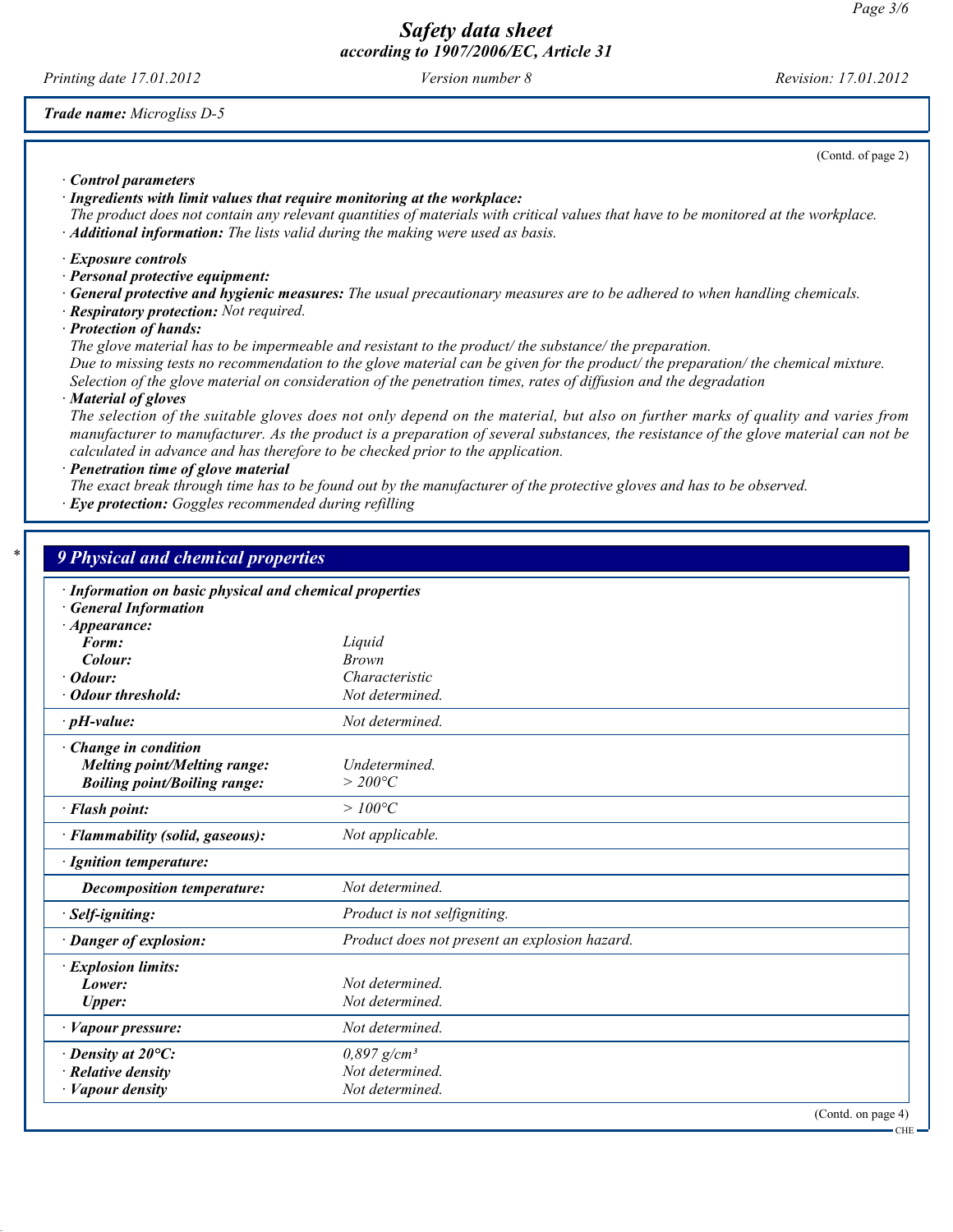**Trade name:** *Microgliss D-5*

(Contd. of page 2)

· **Control parameters**

· **Ingredients with limit values that require monitoring at the workplace:**
The product does not contain any relevant quantities of materials with critical values that have to be monitored at the workplace.

· **Additional information:** The lists valid during the making were used as basis.

· **Exposure controls**

· **Personal protective equipment:**

· **General protective and hygienic measures:** The usual precautionary measures are to be adhered to when handling chemicals.

· **Respiratory protection:** Not required.

· **Protection of hands:**
The glove material has to be impermeable and resistant to the product/ the substance/ the preparation.
Due to missing tests no recommendation to the glove material can be given for the product/ the preparation/ the chemical mixture.
Selection of the glove material on consideration of the penetration times, rates of diffusion and the degradation

· **Material of gloves**
The selection of the suitable gloves does not only depend on the material, but also on further marks of quality and varies from manufacturer to manufacturer. As the product is a preparation of several substances, the resistance of the glove material can not be calculated in advance and has therefore to be checked prior to the application.

· **Penetration time of glove material**
The exact break through time has to be found out by the manufacturer of the protective gloves and has to be observed.

· **Eye protection:** Goggles recommended during refilling

## * 9 Physical and chemical properties

| | |
|---|---|
| · **Information on basic physical and chemical properties** | |
| · **General Information** | |
| · **Appearance:** | |
| **Form:** | Liquid |
| **Colour:** | Brown |
| · **Odour:** | Characteristic |
| · **Odour threshold:** | Not determined. |
| · **pH-value:** | Not determined. |
| · **Change in condition** | |
| **Melting point/Melting range:** | Undetermined. |
| **Boiling point/Boiling range:** | > 200°C |
| · **Flash point:** | > 100°C |
| · **Flammability (solid, gaseous):** | Not applicable. |
| · **Ignition temperature:** | |
| **Decomposition temperature:** | Not determined. |
| · **Self-igniting:** | Product is not selfigniting. |
| · **Danger of explosion:** | Product does not present an explosion hazard. |
| · **Explosion limits:** | |
| **Lower:** | Not determined. |
| **Upper:** | Not determined. |
| · **Vapour pressure:** | Not determined. |
| · **Density at 20°C:** | 0,897 g/cm³ |
| · **Relative density** | Not determined. |
| · **Vapour density** | Not determined. |

(Contd. on page 4)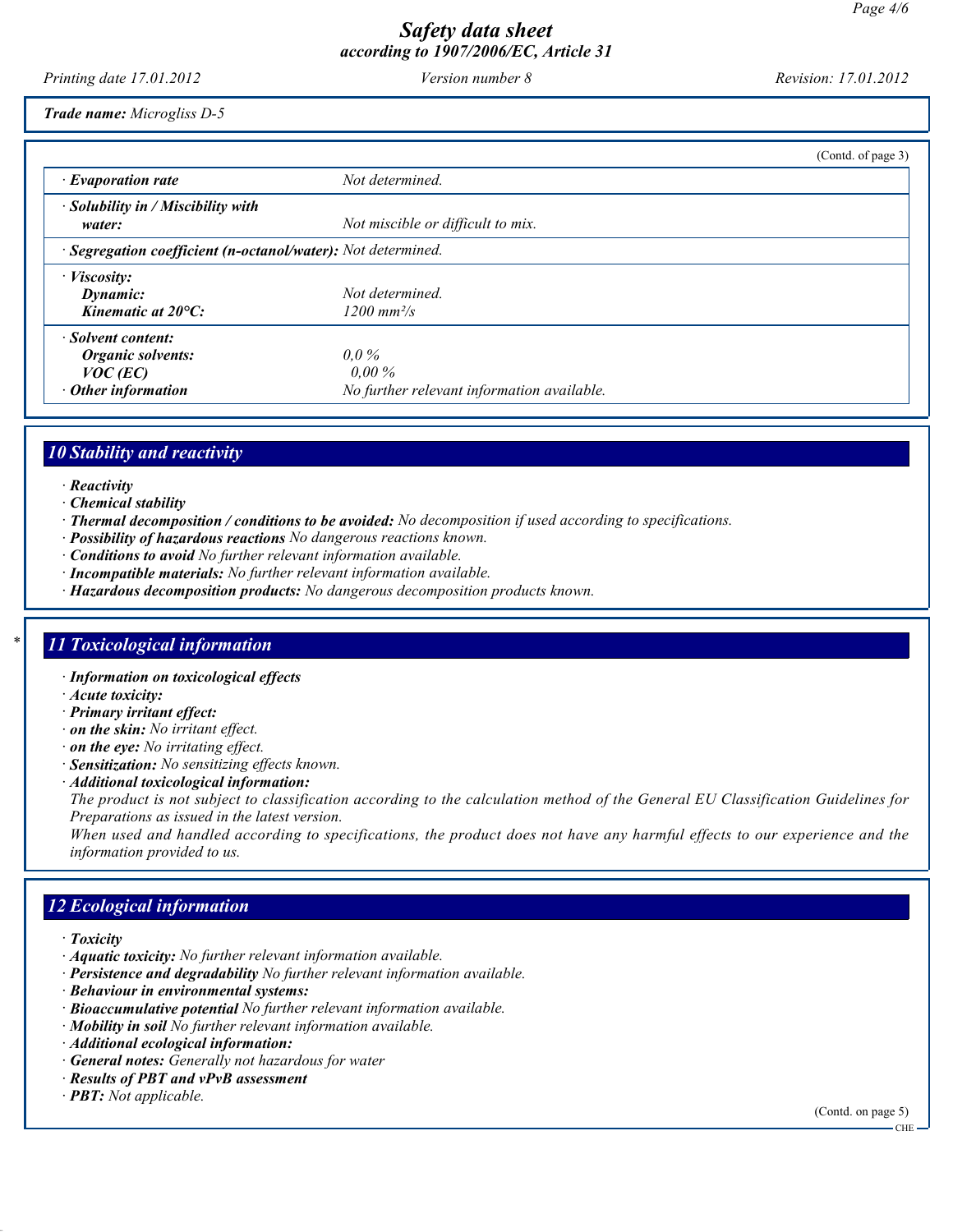**Trade name:** *Microgliss D-5*

(Contd. of page 3)

| | |
|---|---|
| · **Evaluation rate** | Not determined. |
| · **Solubility in / Miscibility with water:** | Not miscible or difficult to mix. |
| · **Segregation coefficient (n-octanol/water):** | Not determined. |
| · **Viscosity:** | |
| **Dynamic:** | Not determined. |
| **Kinematic at 20°C:** | 1200 mm²/s |
| · **Solvent content:** | |
| **Organic solvents:** | 0,0 % |
| **VOC (EC)** | 0,00 % |
| · **Other information** | No further relevant information available. |

## 10 Stability and reactivity

· **Reactivity**
· **Chemical stability**
· **Thermal decomposition / conditions to be avoided:** No decomposition if used according to specifications.
· **Possibility of hazardous reactions** No dangerous reactions known.
· **Conditions to avoid** No further relevant information available.
· **Incompatible materials:** No further relevant information available.
· **Hazardous decomposition products:** No dangerous decomposition products known.

## * 11 Toxicological information

· **Information on toxicological effects**
· **Acute toxicity:**
· **Primary irritant effect:**
· **on the skin:** No irritant effect.
· **on the eye:** No irritating effect.
· **Sensitization:** No sensitizing effects known.
· **Additional toxicological information:**
The product is not subject to classification according to the calculation method of the General EU Classification Guidelines for Preparations as issued in the latest version.
When used and handled according to specifications, the product does not have any harmful effects to our experience and the information provided to us.

## 12 Ecological information

· **Toxicity**
· **Aquatic toxicity:** No further relevant information available.
· **Persistence and degradability** No further relevant information available.
· **Behaviour in environmental systems:**
· **Bioaccumulative potential** No further relevant information available.
· **Mobility in soil** No further relevant information available.
· **Additional ecological information:**
· **General notes:** Generally not hazardous for water
· **Results of PBT and vPvB assessment**
· **PBT:** Not applicable.

(Contd. on page 5)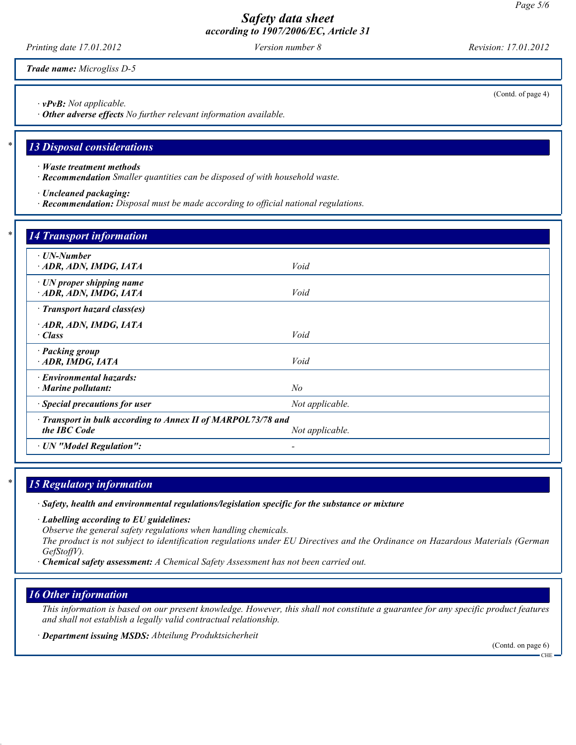(Contd. of page 4)

· ***vPvB:*** *Not applicable.*
· ***Other adverse effects*** *No further relevant information available.*

## 13 Disposal considerations

· ***Waste treatment methods***
· ***Recommendation*** *Smaller quantities can be disposed of with household waste.*

· ***Uncleaned packaging:***
· ***Recommendation:*** *Disposal must be made according to official national regulations.*

## 14 Transport information

| | |
|---|---|
| · ***UN-Number*** <br> · ***ADR, ADN, IMDG, IATA*** | *Void* |
| · ***UN proper shipping name*** <br> · ***ADR, ADN, IMDG, IATA*** | *Void* |
| · ***Transport hazard class(es)*** <br> · ***ADR, ADN, IMDG, IATA*** <br> · ***Class*** | *Void* |
| · ***Packing group*** <br> · ***ADR, IMDG, IATA*** | *Void* |
| · ***Environmental hazards:*** <br> · ***Marine pollutant:*** | *No* |
| · ***Special precautions for user*** | *Not applicable.* |
| · ***Transport in bulk according to Annex II of MARPOL73/78 and the IBC Code*** | *Not applicable.* |
| · ***UN "Model Regulation":*** | - |

## 15 Regulatory information

· ***Safety, health and environmental regulations/legislation specific for the substance or mixture***

· ***Labelling according to EU guidelines:***
*Observe the general safety regulations when handling chemicals.*
*The product is not subject to identification regulations under EU Directives and the Ordinance on Hazardous Materials (German GefStoffV).*
· ***Chemical safety assessment:*** *A Chemical Safety Assessment has not been carried out.*

## 16 Other information

*This information is based on our present knowledge. However, this shall not constitute a guarantee for any specific product features and shall not establish a legally valid contractual relationship.*

· ***Department issuing MSDS:*** *Abteilung Produktsicherheit*

(Contd. on page 6)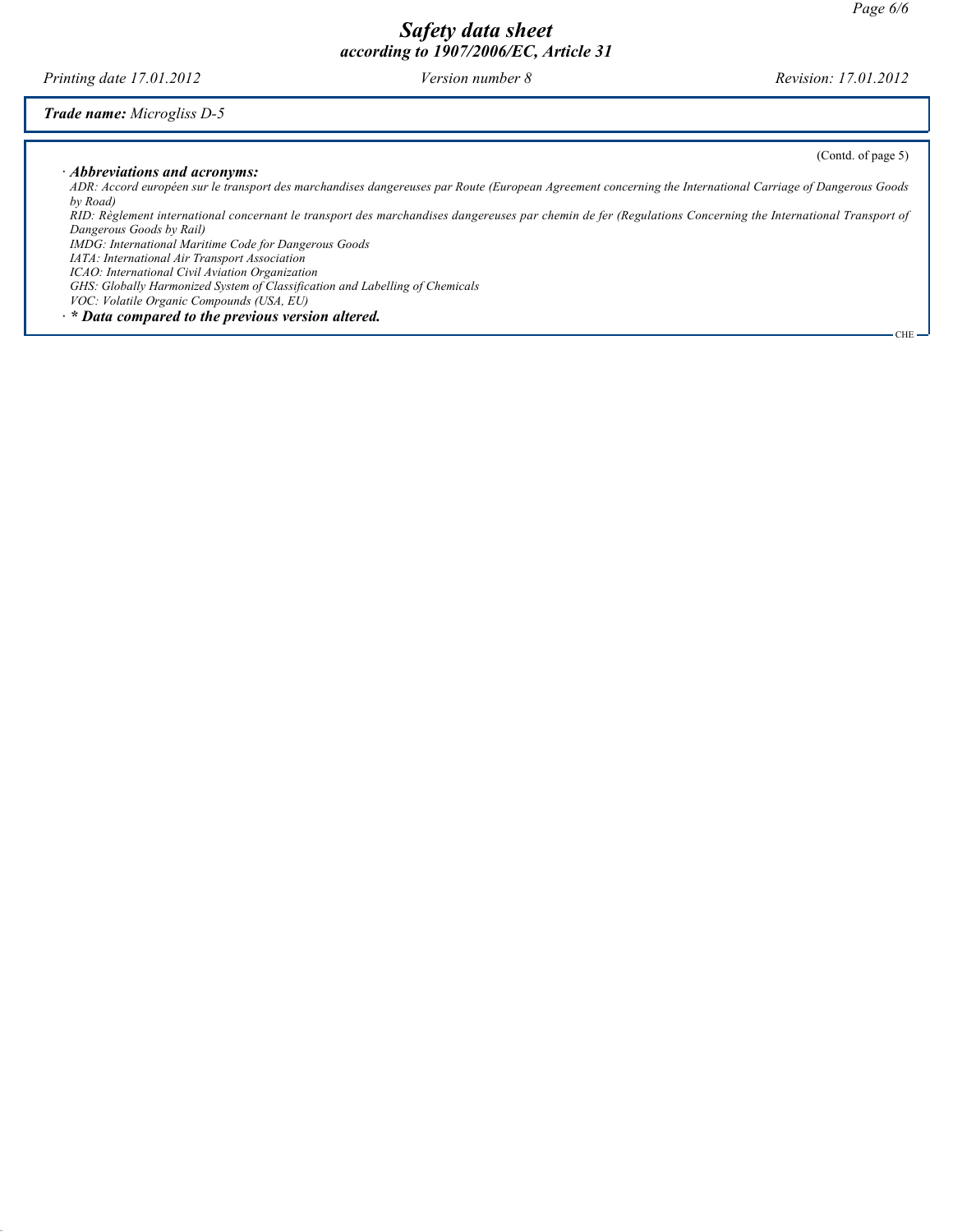(Contd. of page 5)

· ***Abbreviations and acronyms:***

*ADR: Accord européen sur le transport des marchandises dangereuses par Route (European Agreement concerning the International Carriage of Dangerous Goods by Road)*
*RID: Règlement international concernant le transport des marchandises dangereuses par chemin de fer (Regulations Concerning the International Transport of Dangerous Goods by Rail)*
*IMDG: International Maritime Code for Dangerous Goods*
*IATA: International Air Transport Association*
*ICAO: International Civil Aviation Organization*
*GHS: Globally Harmonized System of Classification and Labelling of Chemicals*
*VOC: Volatile Organic Compounds (USA, EU)*

· ***\* Data compared to the previous version altered.***

CHE